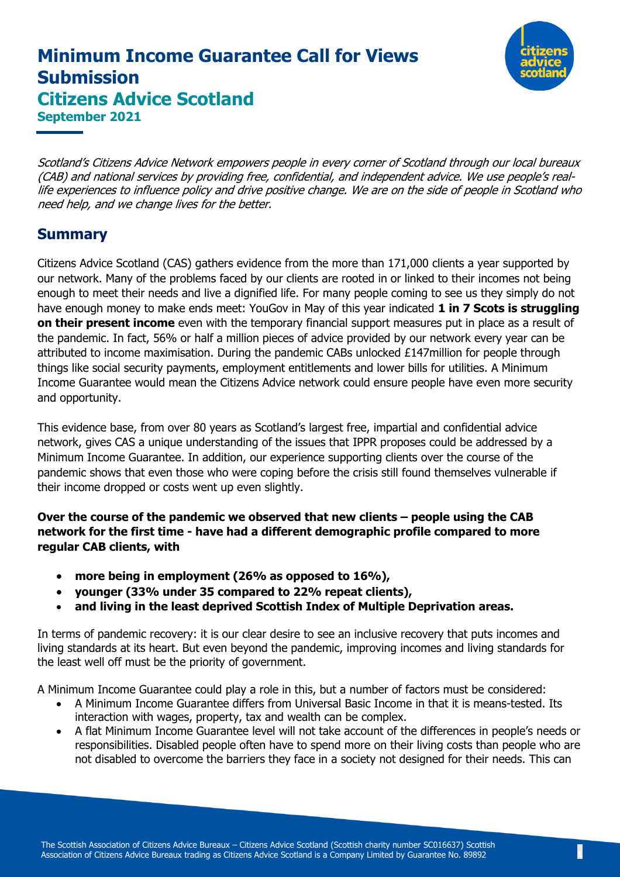# Minimum Income Guarantee Call for Views Submission

## Citizens Advice Scotland

**September 2021**

*Scotland's Citizens Advice Network empowers people in every corner of Scotland through our local bureaux (CAB) and national services by providing free, confidential, and independent advice. We use people's real-life experiences to influence policy and drive positive change. We are on the side of people in Scotland who need help, and we change lives for the better.*

## Summary

Citizens Advice Scotland (CAS) gathers evidence from the more than 171,000 clients a year supported by our network. Many of the problems faced by our clients are rooted in or linked to their incomes not being enough to meet their needs and live a dignified life. For many people coming to see us they simply do not have enough money to make ends meet: YouGov in May of this year indicated **1 in 7 Scots is struggling on their present income** even with the temporary financial support measures put in place as a result of the pandemic. In fact, 56% or half a million pieces of advice provided by our network every year can be attributed to income maximisation. During the pandemic CABs unlocked £147million for people through things like social security payments, employment entitlements and lower bills for utilities. A Minimum Income Guarantee would mean the Citizens Advice network could ensure people have even more security and opportunity.

This evidence base, from over 80 years as Scotland's largest free, impartial and confidential advice network, gives CAS a unique understanding of the issues that IPPR proposes could be addressed by a Minimum Income Guarantee. In addition, our experience supporting clients over the course of the pandemic shows that even those who were coping before the crisis still found themselves vulnerable if their income dropped or costs went up even slightly.

**Over the course of the pandemic we observed that new clients – people using the CAB network for the first time - have had a different demographic profile compared to more regular CAB clients, with**

- **more being in employment (26% as opposed to 16%),**
- **younger (33% under 35 compared to 22% repeat clients),**
- **and living in the least deprived Scottish Index of Multiple Deprivation areas.**

In terms of pandemic recovery: it is our clear desire to see an inclusive recovery that puts incomes and living standards at its heart. But even beyond the pandemic, improving incomes and living standards for the least well off must be the priority of government.

A Minimum Income Guarantee could play a role in this, but a number of factors must be considered:

- A Minimum Income Guarantee differs from Universal Basic Income in that it is means-tested. Its interaction with wages, property, tax and wealth can be complex.
- A flat Minimum Income Guarantee level will not take account of the differences in people's needs or responsibilities. Disabled people often have to spend more on their living costs than people who are not disabled to overcome the barriers they face in a society not designed for their needs. This can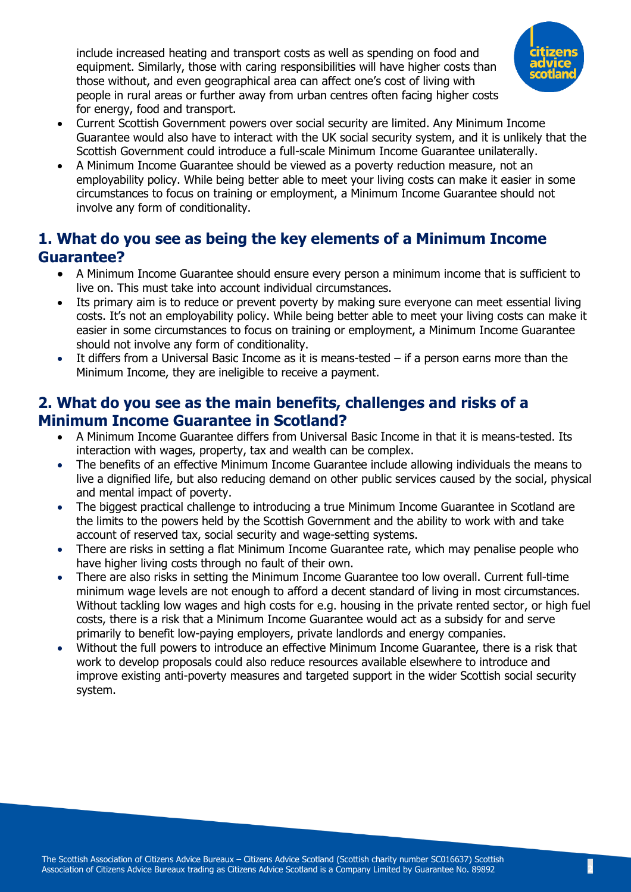include increased heating and transport costs as well as spending on food and equipment. Similarly, those with caring responsibilities will have higher costs than those without, and even geographical area can affect one's cost of living with people in rural areas or further away from urban centres often facing higher costs for energy, food and transport.

- Current Scottish Government powers over social security are limited. Any Minimum Income Guarantee would also have to interact with the UK social security system, and it is unlikely that the Scottish Government could introduce a full-scale Minimum Income Guarantee unilaterally.
- A Minimum Income Guarantee should be viewed as a poverty reduction measure, not an employability policy. While being better able to meet your living costs can make it easier in some circumstances to focus on training or employment, a Minimum Income Guarantee should not involve any form of conditionality.

## 1. What do you see as being the key elements of a Minimum Income Guarantee?

- A Minimum Income Guarantee should ensure every person a minimum income that is sufficient to live on. This must take into account individual circumstances.
- Its primary aim is to reduce or prevent poverty by making sure everyone can meet essential living costs. It's not an employability policy. While being better able to meet your living costs can make it easier in some circumstances to focus on training or employment, a Minimum Income Guarantee should not involve any form of conditionality.
- It differs from a Universal Basic Income as it is means-tested – if a person earns more than the Minimum Income, they are ineligible to receive a payment.

## 2. What do you see as the main benefits, challenges and risks of a Minimum Income Guarantee in Scotland?

- A Minimum Income Guarantee differs from Universal Basic Income in that it is means-tested. Its interaction with wages, property, tax and wealth can be complex.
- The benefits of an effective Minimum Income Guarantee include allowing individuals the means to live a dignified life, but also reducing demand on other public services caused by the social, physical and mental impact of poverty.
- The biggest practical challenge to introducing a true Minimum Income Guarantee in Scotland are the limits to the powers held by the Scottish Government and the ability to work with and take account of reserved tax, social security and wage-setting systems.
- There are risks in setting a flat Minimum Income Guarantee rate, which may penalise people who have higher living costs through no fault of their own.
- There are also risks in setting the Minimum Income Guarantee too low overall. Current full-time minimum wage levels are not enough to afford a decent standard of living in most circumstances. Without tackling low wages and high costs for e.g. housing in the private rented sector, or high fuel costs, there is a risk that a Minimum Income Guarantee would act as a subsidy for and serve primarily to benefit low-paying employers, private landlords and energy companies.
- Without the full powers to introduce an effective Minimum Income Guarantee, there is a risk that work to develop proposals could also reduce resources available elsewhere to introduce and improve existing anti-poverty measures and targeted support in the wider Scottish social security system.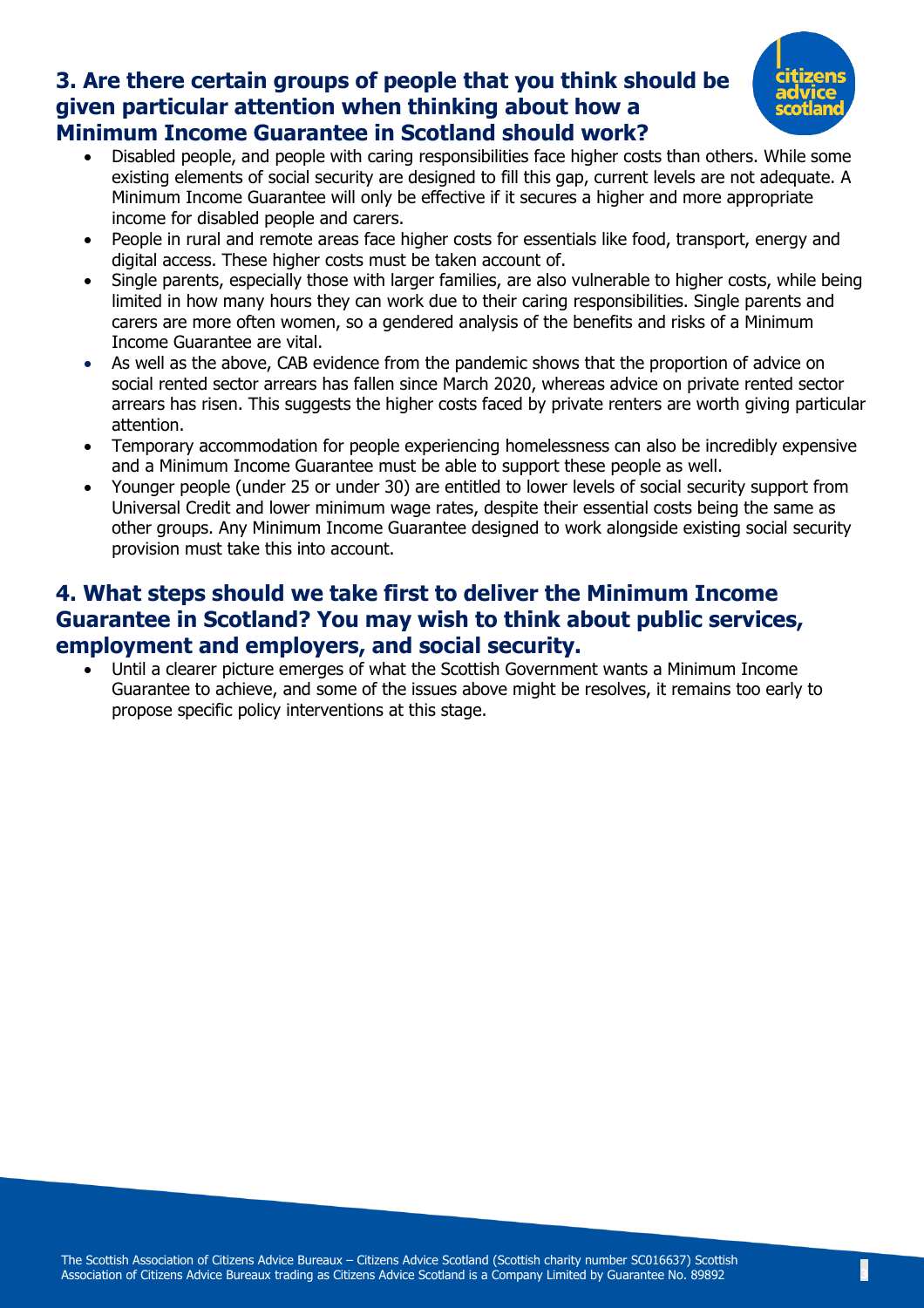## 3. Are there certain groups of people that you think should be given particular attention when thinking about how a Minimum Income Guarantee in Scotland should work?

- Disabled people, and people with caring responsibilities face higher costs than others. While some existing elements of social security are designed to fill this gap, current levels are not adequate. A Minimum Income Guarantee will only be effective if it secures a higher and more appropriate income for disabled people and carers.
- People in rural and remote areas face higher costs for essentials like food, transport, energy and digital access. These higher costs must be taken account of.
- Single parents, especially those with larger families, are also vulnerable to higher costs, while being limited in how many hours they can work due to their caring responsibilities. Single parents and carers are more often women, so a gendered analysis of the benefits and risks of a Minimum Income Guarantee are vital.
- As well as the above, CAB evidence from the pandemic shows that the proportion of advice on social rented sector arrears has fallen since March 2020, whereas advice on private rented sector arrears has risen. This suggests the higher costs faced by private renters are worth giving particular attention.
- Temporary accommodation for people experiencing homelessness can also be incredibly expensive and a Minimum Income Guarantee must be able to support these people as well.
- Younger people (under 25 or under 30) are entitled to lower levels of social security support from Universal Credit and lower minimum wage rates, despite their essential costs being the same as other groups. Any Minimum Income Guarantee designed to work alongside existing social security provision must take this into account.

## 4. What steps should we take first to deliver the Minimum Income Guarantee in Scotland? You may wish to think about public services, employment and employers, and social security.

- Until a clearer picture emerges of what the Scottish Government wants a Minimum Income Guarantee to achieve, and some of the issues above might be resolves, it remains too early to propose specific policy interventions at this stage.

The Scottish Association of Citizens Advice Bureaux – Citizens Advice Scotland (Scottish charity number SC016637) Scottish Association of Citizens Advice Bureaux trading as Citizens Advice Scotland is a Company Limited by Guarantee No. 89892